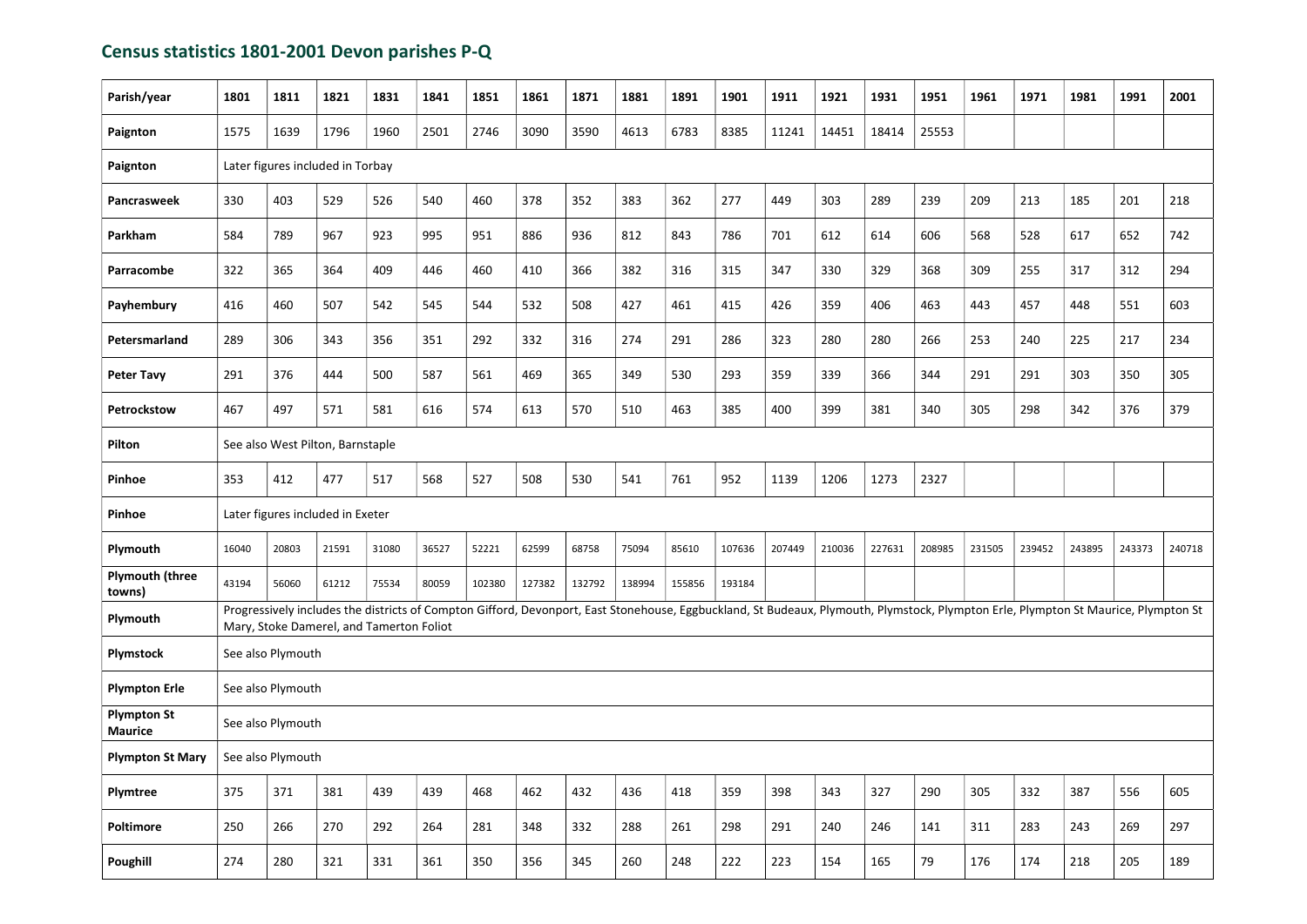## Census statistics 1801-2001 Devon parishes P-Q

| Parish/year | 1801 | 1811 | 1821 | 1831 | 1841 | 1851 | 1861 | 1871 | 1881 | 1891 | 1901 | 1911 | 1921 | 1931 | 1951 | 1961 | 1971 | 1981 | 1991 | 2001 |
|---|---|---|---|---|---|---|---|---|---|---|---|---|---|---|---|---|---|---|---|---|
| **Paignton** | 1575 | 1639 | 1796 | 1960 | 2501 | 2746 | 3090 | 3590 | 4613 | 6783 | 8385 | 11241 | 14451 | 18414 | 25553 | | | | | |
| **Paignton** | Later figures included in Torbay | | | | | | | | | | | | | | | | | | | |
| **Pancrasweek** | 330 | 403 | 529 | 526 | 540 | 460 | 378 | 352 | 383 | 362 | 277 | 449 | 303 | 289 | 239 | 209 | 213 | 185 | 201 | 218 |
| **Parkham** | 584 | 789 | 967 | 923 | 995 | 951 | 886 | 936 | 812 | 843 | 786 | 701 | 612 | 614 | 606 | 568 | 528 | 617 | 652 | 742 |
| **Parracombe** | 322 | 365 | 364 | 409 | 446 | 460 | 410 | 366 | 382 | 316 | 315 | 347 | 330 | 329 | 368 | 309 | 255 | 317 | 312 | 294 |
| **Payhembury** | 416 | 460 | 507 | 542 | 545 | 544 | 532 | 508 | 427 | 461 | 415 | 426 | 359 | 406 | 463 | 443 | 457 | 448 | 551 | 603 |
| **Petersmarland** | 289 | 306 | 343 | 356 | 351 | 292 | 332 | 316 | 274 | 291 | 286 | 323 | 280 | 280 | 266 | 253 | 240 | 225 | 217 | 234 |
| **Peter Tavy** | 291 | 376 | 444 | 500 | 587 | 561 | 469 | 365 | 349 | 530 | 293 | 359 | 339 | 366 | 344 | 291 | 291 | 303 | 350 | 305 |
| **Petrockstow** | 467 | 497 | 571 | 581 | 616 | 574 | 613 | 570 | 510 | 463 | 385 | 400 | 399 | 381 | 340 | 305 | 298 | 342 | 376 | 379 |
| **Pilton** | See also West Pilton, Barnstaple | | | | | | | | | | | | | | | | | | | |
| **Pinhoe** | 353 | 412 | 477 | 517 | 568 | 527 | 508 | 530 | 541 | 761 | 952 | 1139 | 1206 | 1273 | 2327 | | | | | |
| **Pinhoe** | Later figures included in Exeter | | | | | | | | | | | | | | | | | | | |
| **Plymouth** | 16040 | 20803 | 21591 | 31080 | 36527 | 52221 | 62599 | 68758 | 75094 | 85610 | 107636 | 207449 | 210036 | 227631 | 208985 | 231505 | 239452 | 243895 | 243373 | 240718 |
| **Plymouth (three towns)** | 43194 | 56060 | 61212 | 75534 | 80059 | 102380 | 127382 | 132792 | 138994 | 155856 | 193184 | | | | | | | | | |
| **Plymouth** | Progressively includes the districts of Compton Gifford, Devonport, East Stonehouse, Eggbuckland, St Budeaux, Plymouth, Plymstock, Plympton Erle, Plympton St Maurice, Plympton St Mary, Stoke Damerel, and Tamerton Foliot | | | | | | | | | | | | | | | | | | | |
| **Plymstock** | See also Plymouth | | | | | | | | | | | | | | | | | | | |
| **Plympton Erle** | See also Plymouth | | | | | | | | | | | | | | | | | | | |
| **Plympton St Maurice** | See also Plymouth | | | | | | | | | | | | | | | | | | | |
| **Plympton St Mary** | See also Plymouth | | | | | | | | | | | | | | | | | | | |
| **Plymtree** | 375 | 371 | 381 | 439 | 439 | 468 | 462 | 432 | 436 | 418 | 359 | 398 | 343 | 327 | 290 | 305 | 332 | 387 | 556 | 605 |
| **Poltimore** | 250 | 266 | 270 | 292 | 264 | 281 | 348 | 332 | 288 | 261 | 298 | 291 | 240 | 246 | 141 | 311 | 283 | 243 | 269 | 297 |
| **Poughill** | 274 | 280 | 321 | 331 | 361 | 350 | 356 | 345 | 260 | 248 | 222 | 223 | 154 | 165 | 79 | 176 | 174 | 218 | 205 | 189 |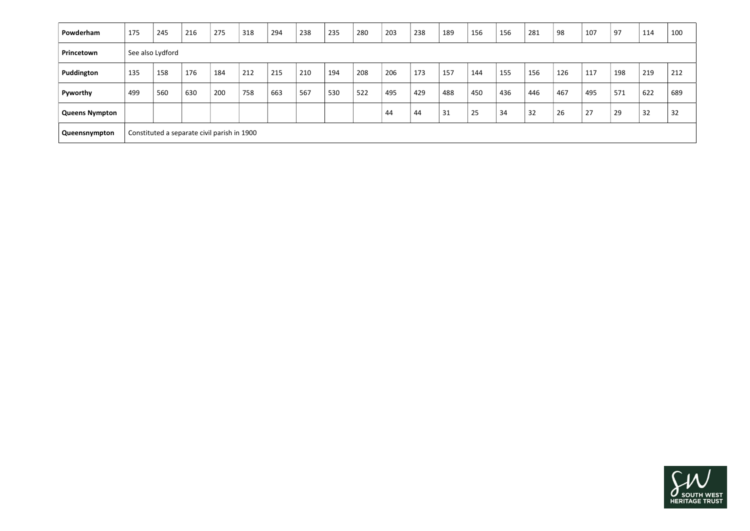| | | | | | | | | | | | | | | | | | | | | |
|---|---|---|---|---|---|---|---|---|---|---|---|---|---|---|---|---|---|---|---|---|
| **Powderham** | 175 | 245 | 216 | 275 | 318 | 294 | 238 | 235 | 280 | 203 | 238 | 189 | 156 | 156 | 281 | 98 | 107 | 97 | 114 | 100 |
| **Princetown** | See also Lydford | | | | | | | | | | | | | | | | | | | |
| **Puddington** | 135 | 158 | 176 | 184 | 212 | 215 | 210 | 194 | 208 | 206 | 173 | 157 | 144 | 155 | 156 | 126 | 117 | 198 | 219 | 212 |
| **Pyworthy** | 499 | 560 | 630 | 200 | 758 | 663 | 567 | 530 | 522 | 495 | 429 | 488 | 450 | 436 | 446 | 467 | 495 | 571 | 622 | 689 |
| **Queens Nympton** | | | | | | | | | | 44 | 44 | 31 | 25 | 34 | 32 | 26 | 27 | 29 | 32 | 32 |
| **Queensnympton** | Constituted a separate civil parish in 1900 | | | | | | | | | | | | | | | | | | | |